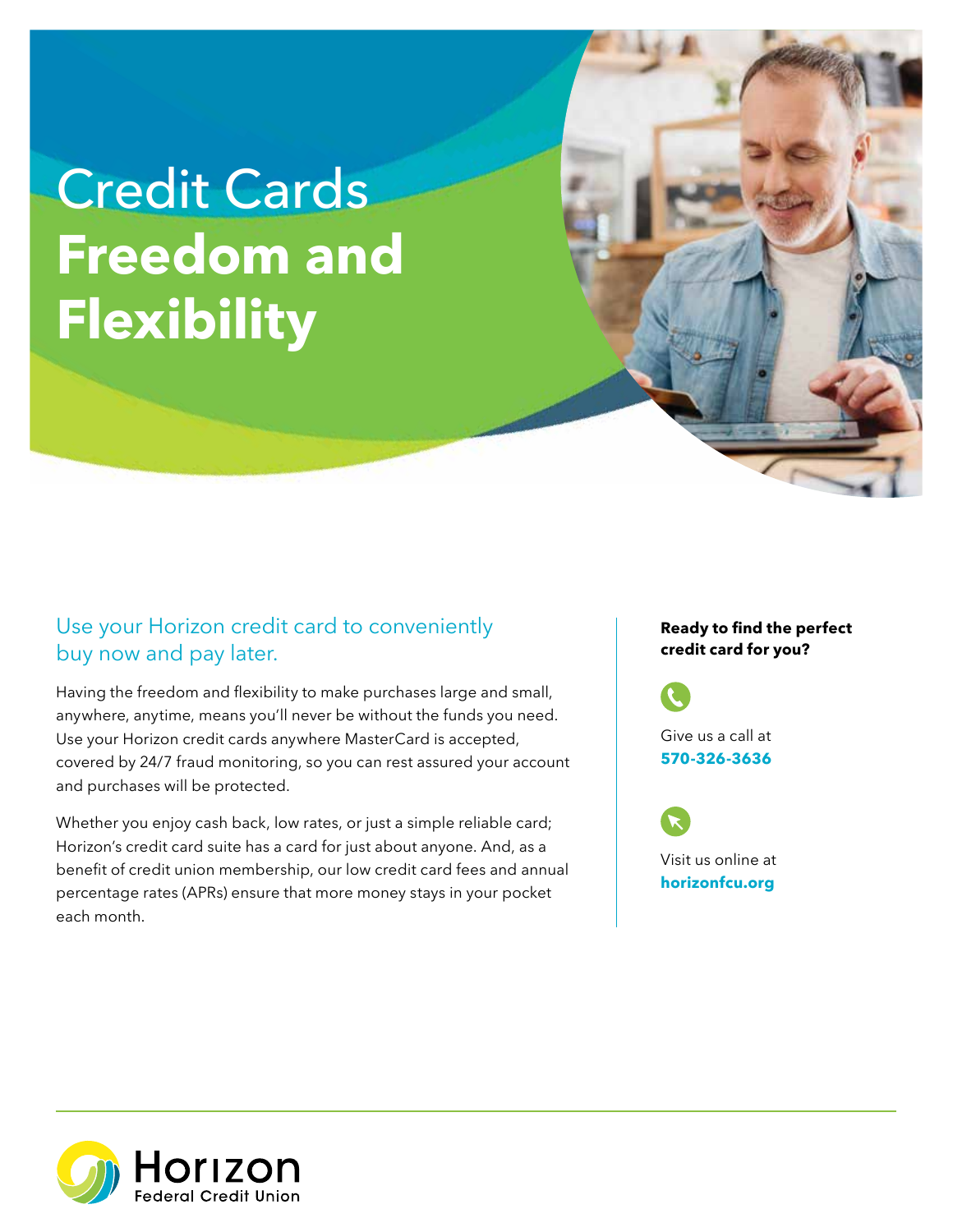# Credit Cards **Freedom and Flexibility**

## Use your Horizon credit card to conveniently buy now and pay later.

Having the freedom and flexibility to make purchases large and small, anywhere, anytime, means you'll never be without the funds you need. Use your Horizon credit cards anywhere MasterCard is accepted, covered by 24/7 fraud monitoring, so you can rest assured your account and purchases will be protected.

Whether you enjoy cash back, low rates, or just a simple reliable card; Horizon's credit card suite has a card for just about anyone. And, as a benefit of credit union membership, our low credit card fees and annual percentage rates (APRs) ensure that more money stays in your pocket each month.

**Ready to find the perfect credit card for you?**

Give us a call at
**570-326-3636**

Visit us online at
**horizonfcu.org**

Horizon Federal Credit Union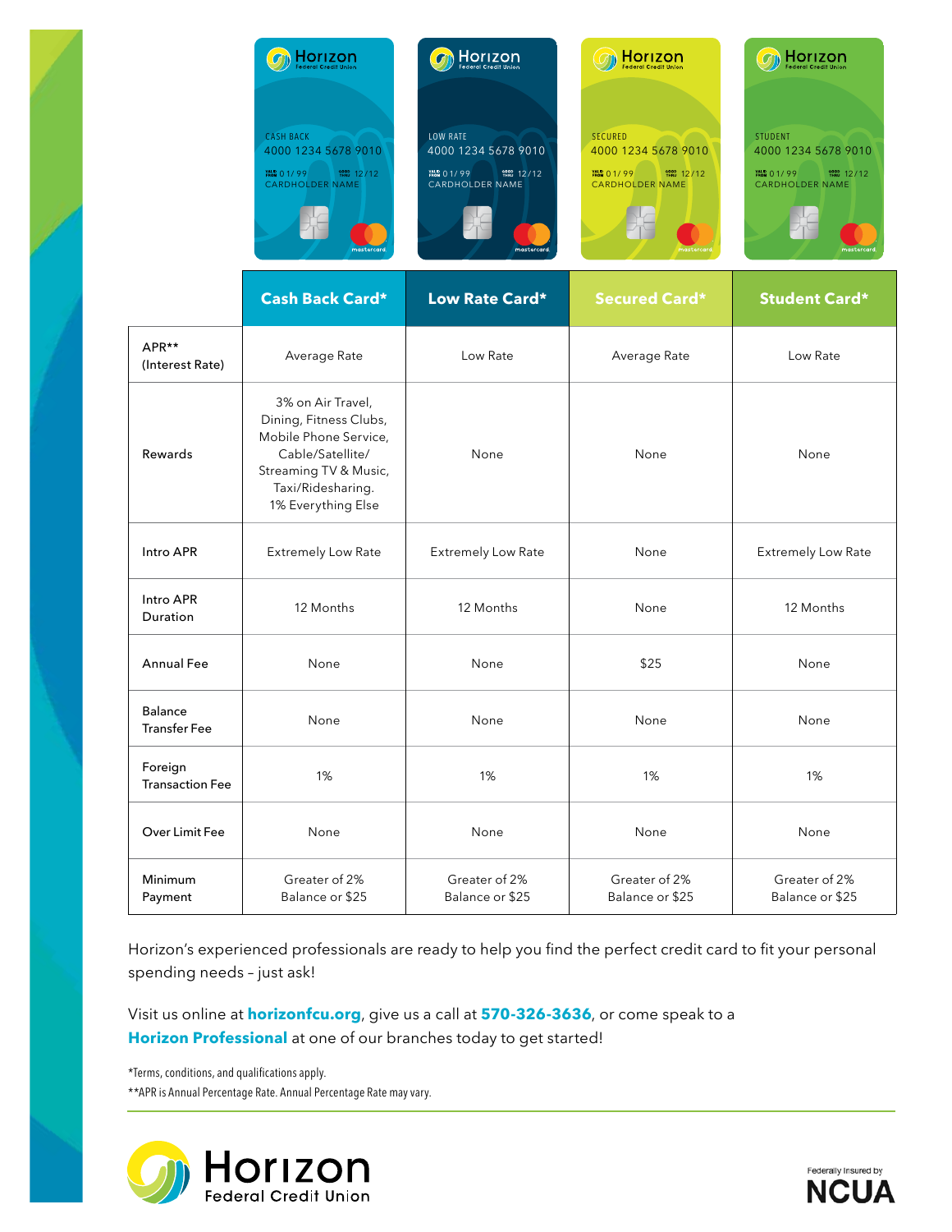| | Cash Back Card* | Low Rate Card* | Secured Card* | Student Card* |
|---|---|---|---|---|
| APR** (Interest Rate) | Average Rate | Low Rate | Average Rate | Low Rate |
| Rewards | 3% on Air Travel, Dining, Fitness Clubs, Mobile Phone Service, Cable/Satellite/ Streaming TV & Music, Taxi/Ridesharing. 1% Everything Else | None | None | None |
| Intro APR | Extremely Low Rate | Extremely Low Rate | None | Extremely Low Rate |
| Intro APR Duration | 12 Months | 12 Months | None | 12 Months |
| Annual Fee | None | None | $25 | None |
| Balance Transfer Fee | None | None | None | None |
| Foreign Transaction Fee | 1% | 1% | 1% | 1% |
| Over Limit Fee | None | None | None | None |
| Minimum Payment | Greater of 2% Balance or $25 | Greater of 2% Balance or $25 | Greater of 2% Balance or $25 | Greater of 2% Balance or $25 |

Horizon's experienced professionals are ready to help you find the perfect credit card to fit your personal spending needs – just ask!

Visit us online at **horizonfcu.org**, give us a call at **570-326-3636**, or come speak to a **Horizon Professional** at one of our branches today to get started!

*Terms, conditions, and qualifications apply.
**APR is Annual Percentage Rate. Annual Percentage Rate may vary.

Horizon Federal Credit Union

Federally Insured by NCUA